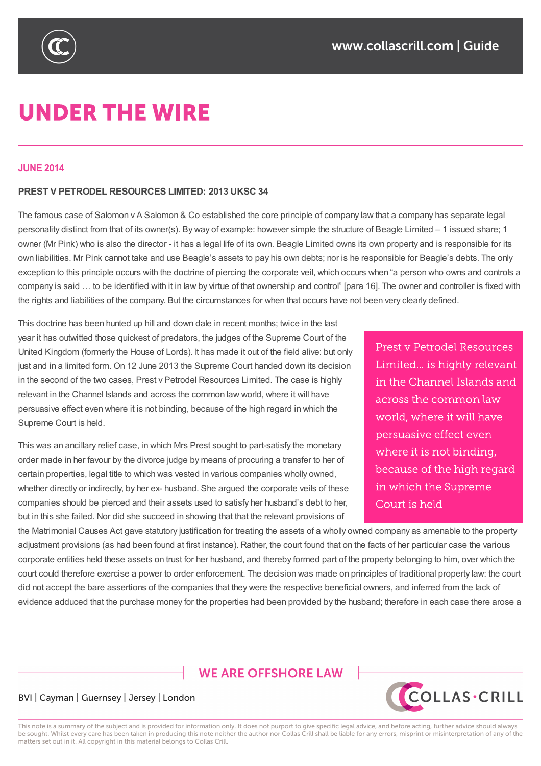# UNDER THE WIRE

**JUNE 2014**

**PREST V PETRODEL RESOURCES LIMITED: 2013 UKSC 34**

The famous case of Salomon v A Salomon & Co established the core principle of company law that a company has separate legal personality distinct from that of its owner(s). By way of example: however simple the structure of Beagle Limited – 1 issued share; 1 owner (Mr Pink) who is also the director - it has a legal life of its own. Beagle Limited owns its own property and is responsible for its own liabilities. Mr Pink cannot take and use Beagle's assets to pay his own debts; nor is he responsible for Beagle's debts. The only exception to this principle occurs with the doctrine of piercing the corporate veil, which occurs when "a person who owns and controls a company is said … to be identified with it in law by virtue of that ownership and control" [para 16]. The owner and controller is fixed with the rights and liabilities of the company. But the circumstances for when that occurs have not been very clearly defined.

This doctrine has been hunted up hill and down dale in recent months; twice in the last year it has outwitted those quickest of predators, the judges of the Supreme Court of the United Kingdom (formerly the House of Lords). It has made it out of the field alive: but only just and in a limited form. On 12 June 2013 the Supreme Court handed down its decision in the second of the two cases, Prest v Petrodel Resources Limited. The case is highly relevant in the Channel Islands and across the common law world, where it will have persuasive effect even where it is not binding, because of the high regard in which the Supreme Court is held.

> Prest v Petrodel Resources Limited... is highly relevant in the Channel Islands and across the common law world, where it will have persuasive effect even where it is not binding, because of the high regard in which the Supreme Court is held

This was an ancillary relief case, in which Mrs Prest sought to part-satisfy the monetary order made in her favour by the divorce judge by means of procuring a transfer to her of certain properties, legal title to which was vested in various companies wholly owned, whether directly or indirectly, by her ex- husband. She argued the corporate veils of these companies should be pierced and their assets used to satisfy her husband's debt to her, but in this she failed. Nor did she succeed in showing that that the relevant provisions of the Matrimonial Causes Act gave statutory justification for treating the assets of a wholly owned company as amenable to the property adjustment provisions (as had been found at first instance). Rather, the court found that on the facts of her particular case the various corporate entities held these assets on trust for her husband, and thereby formed part of the property belonging to him, over which the court could therefore exercise a power to order enforcement. The decision was made on principles of traditional property law: the court did not accept the bare assertions of the companies that they were the respective beneficial owners, and inferred from the lack of evidence adduced that the purchase money for the properties had been provided by the husband; therefore in each case there arose a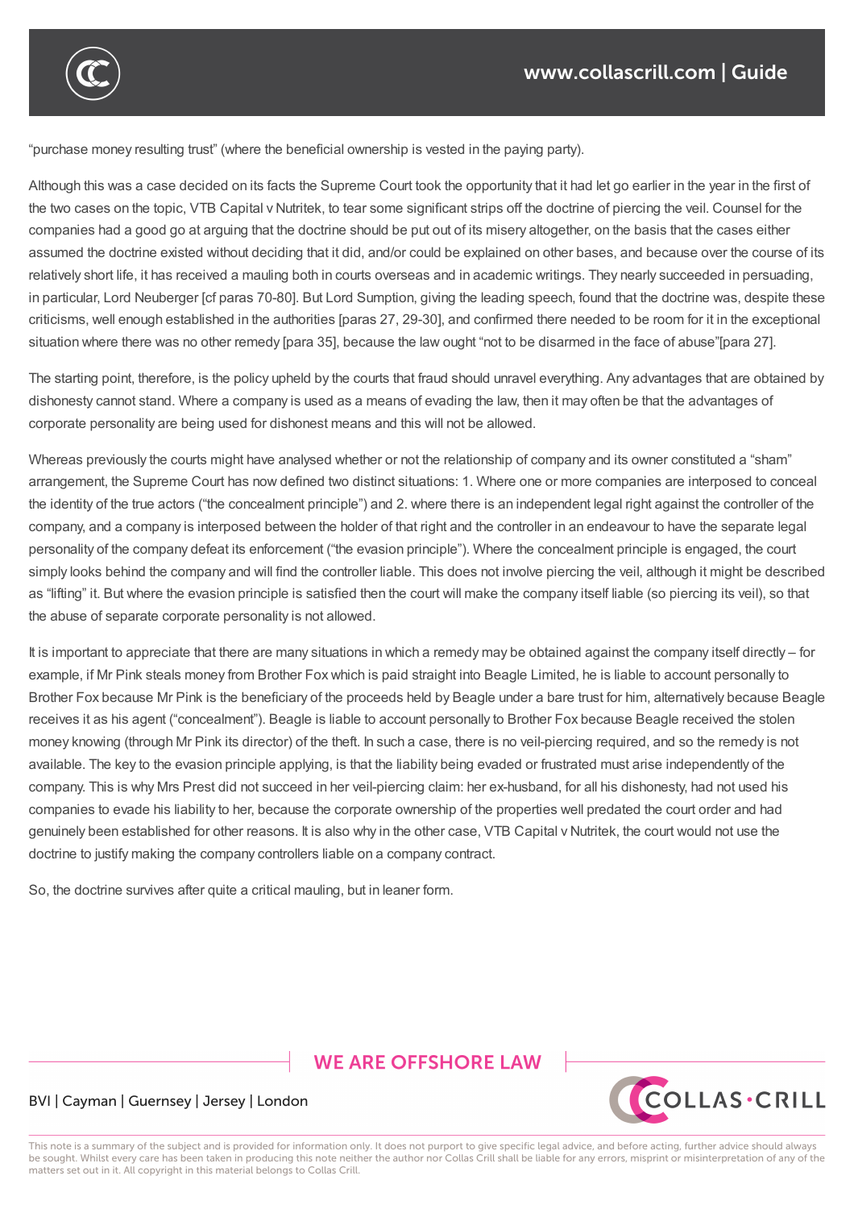"purchase money resulting trust" (where the beneficial ownership is vested in the paying party).

Although this was a case decided on its facts the Supreme Court took the opportunity that it had let go earlier in the year in the first of the two cases on the topic, VTB Capital v Nutritek, to tear some significant strips off the doctrine of piercing the veil. Counsel for the companies had a good go at arguing that the doctrine should be put out of its misery altogether, on the basis that the cases either assumed the doctrine existed without deciding that it did, and/or could be explained on other bases, and because over the course of its relatively short life, it has received a mauling both in courts overseas and in academic writings. They nearly succeeded in persuading, in particular, Lord Neuberger [cf paras 70-80]. But Lord Sumption, giving the leading speech, found that the doctrine was, despite these criticisms, well enough established in the authorities [paras 27, 29-30], and confirmed there needed to be room for it in the exceptional situation where there was no other remedy [para 35], because the law ought "not to be disarmed in the face of abuse"[para 27].

The starting point, therefore, is the policy upheld by the courts that fraud should unravel everything. Any advantages that are obtained by dishonesty cannot stand. Where a company is used as a means of evading the law, then it may often be that the advantages of corporate personality are being used for dishonest means and this will not be allowed.

Whereas previously the courts might have analysed whether or not the relationship of company and its owner constituted a "sham" arrangement, the Supreme Court has now defined two distinct situations: 1. Where one or more companies are interposed to conceal the identity of the true actors ("the concealment principle") and 2. where there is an independent legal right against the controller of the company, and a company is interposed between the holder of that right and the controller in an endeavour to have the separate legal personality of the company defeat its enforcement ("the evasion principle"). Where the concealment principle is engaged, the court simply looks behind the company and will find the controller liable. This does not involve piercing the veil, although it might be described as "lifting" it. But where the evasion principle is satisfied then the court will make the company itself liable (so piercing its veil), so that the abuse of separate corporate personality is not allowed.

It is important to appreciate that there are many situations in which a remedy may be obtained against the company itself directly – for example, if Mr Pink steals money from Brother Fox which is paid straight into Beagle Limited, he is liable to account personally to Brother Fox because Mr Pink is the beneficiary of the proceeds held by Beagle under a bare trust for him, alternatively because Beagle receives it as his agent ("concealment"). Beagle is liable to account personally to Brother Fox because Beagle received the stolen money knowing (through Mr Pink its director) of the theft. In such a case, there is no veil-piercing required, and so the remedy is not available. The key to the evasion principle applying, is that the liability being evaded or frustrated must arise independently of the company. This is why Mrs Prest did not succeed in her veil-piercing claim: her ex-husband, for all his dishonesty, had not used his companies to evade his liability to her, because the corporate ownership of the properties well predated the court order and had genuinely been established for other reasons. It is also why in the other case, VTB Capital v Nutritek, the court would not use the doctrine to justify making the company controllers liable on a company contract.

So, the doctrine survives after quite a critical mauling, but in leaner form.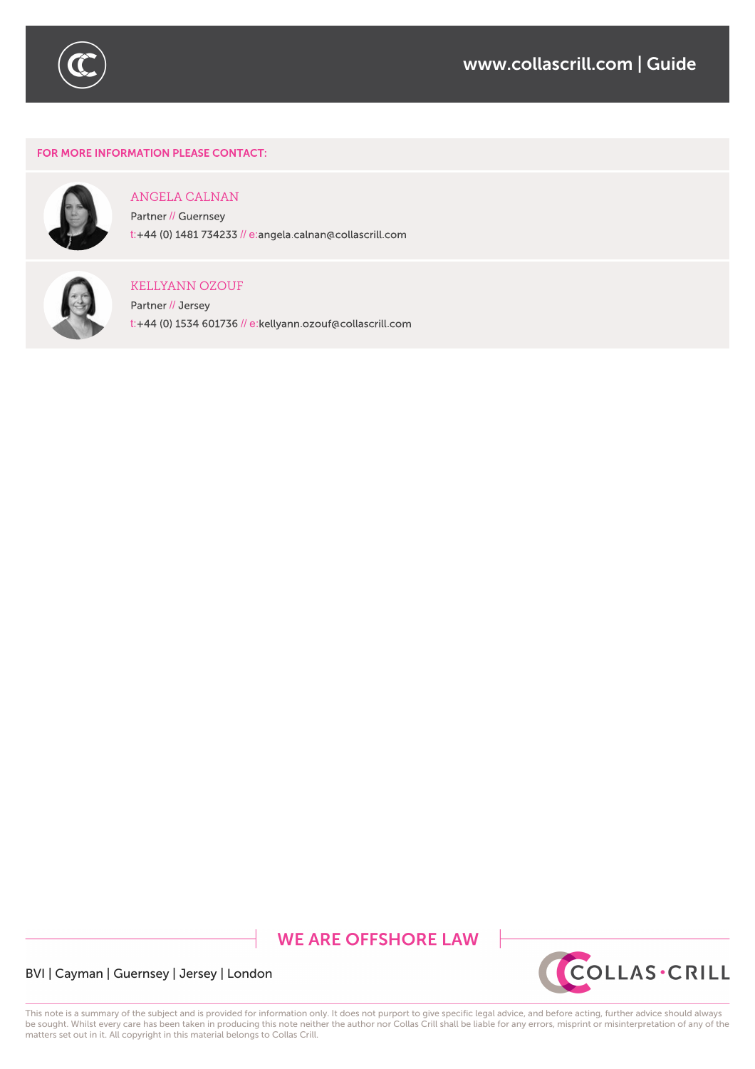FOR MORE INFORMATION PLEASE CONTACT:

ANGELA CALNAN

Partner // Guernsey

t:+44 (0) 1481 734233 // e:angela.calnan@collascrill.com

KELLYANN OZOUF

Partner // Jersey

t:+44 (0) 1534 601736 // e:kellyann.ozouf@collascrill.com

WE ARE OFFSHORE LAW

BVI | Cayman | Guernsey | Jersey | London

This note is a summary of the subject and is provided for information only. It does not purport to give specific legal advice, and before acting, further advice should always be sought. Whilst every care has been taken in producing this note neither the author nor Collas Crill shall be liable for any errors, misprint or misinterpretation of any of the matters set out in it. All copyright in this material belongs to Collas Crill.